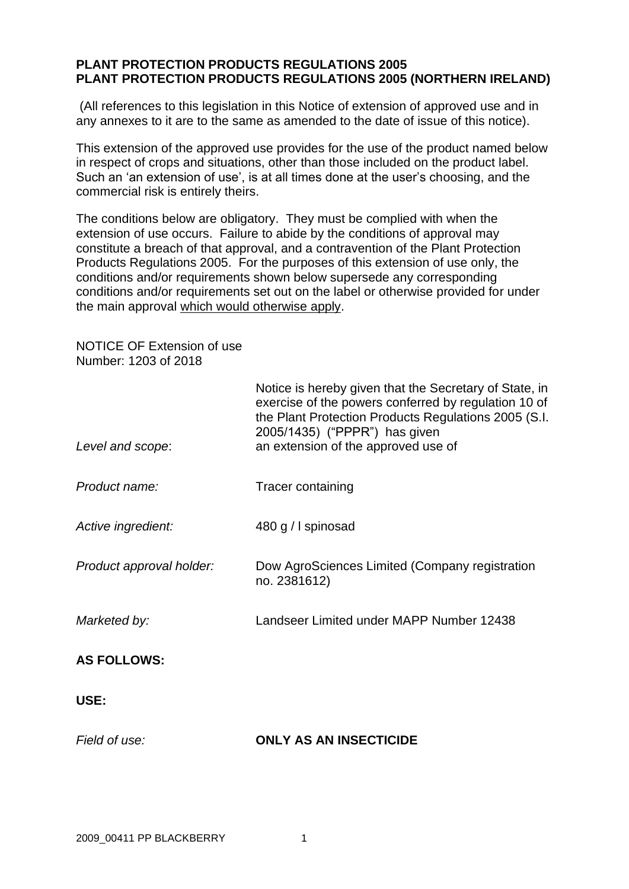**PLANT PROTECTION PRODUCTS REGULATIONS 2005**
**PLANT PROTECTION PRODUCTS REGULATIONS 2005 (NORTHERN IRELAND)**

(All references to this legislation in this Notice of extension of approved use and in any annexes to it are to the same as amended to the date of issue of this notice).

This extension of the approved use provides for the use of the product named below in respect of crops and situations, other than those included on the product label. Such an 'an extension of use', is at all times done at the user's choosing, and the commercial risk is entirely theirs.

The conditions below are obligatory. They must be complied with when the extension of use occurs. Failure to abide by the conditions of approval may constitute a breach of that approval, and a contravention of the Plant Protection Products Regulations 2005. For the purposes of this extension of use only, the conditions and/or requirements shown below supersede any corresponding conditions and/or requirements set out on the label or otherwise provided for under the main approval <u>which would otherwise apply</u>.

NOTICE OF Extension of use
Number: 1203 of 2018

| | |
|---|---|
| *Level and scope*: | Notice is hereby given that the Secretary of State, in exercise of the powers conferred by regulation 10 of the Plant Protection Products Regulations 2005 (S.I. 2005/1435) ("PPPR") has given an extension of the approved use of |
| *Product name:* | Tracer containing |
| *Active ingredient:* | 480 g / l spinosad |
| *Product approval holder:* | Dow AgroSciences Limited (Company registration no. 2381612) |
| *Marketed by:* | Landseer Limited under MAPP Number 12438 |

**AS FOLLOWS:**

**USE:**

*Field of use:* **ONLY AS AN INSECTICIDE**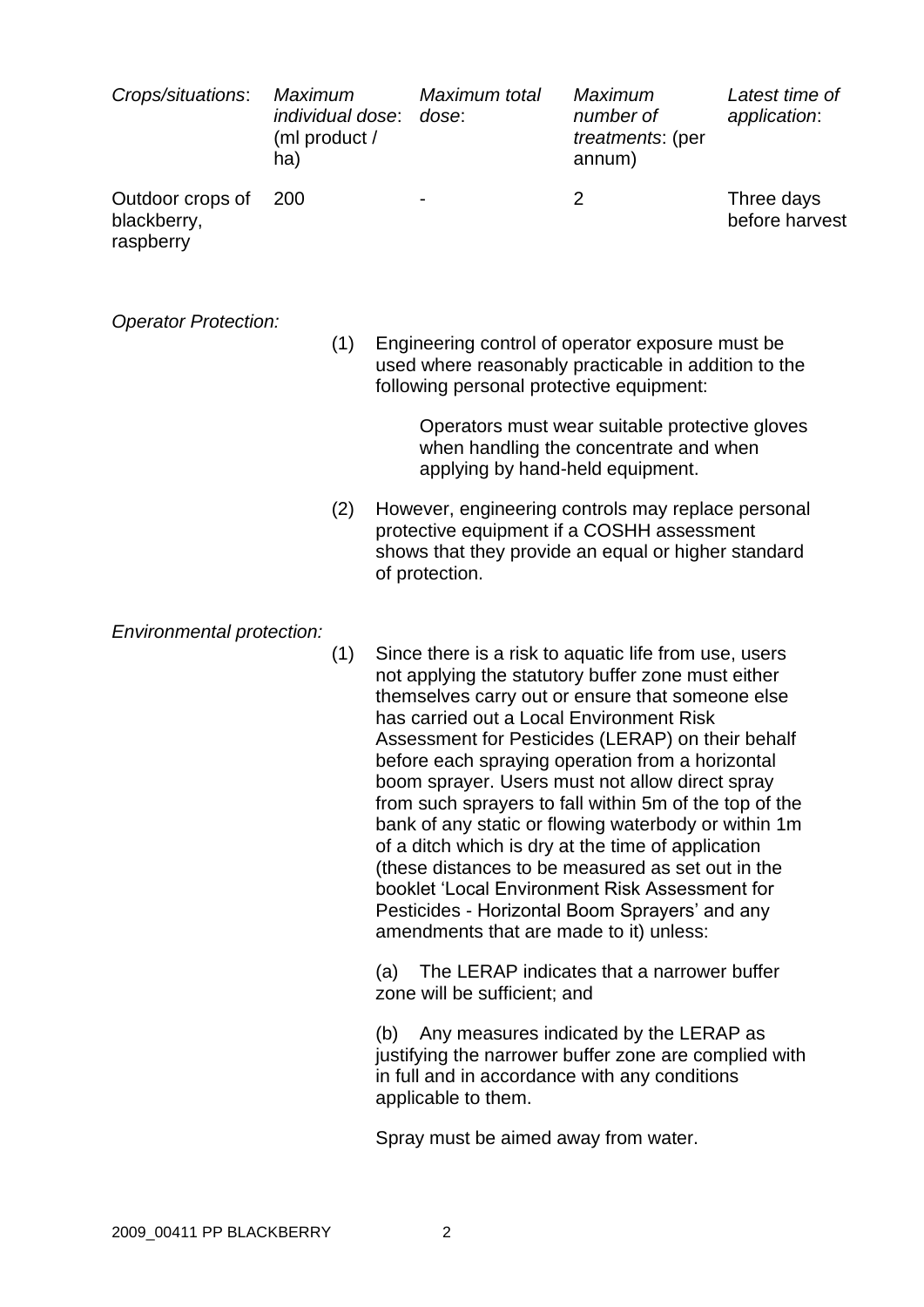| *Crops/situations*: | *Maximum individual dose*: (ml product / ha) | *Maximum total dose*: | *Maximum number of treatments*: (per annum) | *Latest time of application*: |
|---|---|---|---|---|
| Outdoor crops of blackberry, raspberry | 200 | - | 2 | Three days before harvest |

*Operator Protection:*

(1) Engineering control of operator exposure must be used where reasonably practicable in addition to the following personal protective equipment:

> Operators must wear suitable protective gloves when handling the concentrate and when applying by hand-held equipment.

(2) However, engineering controls may replace personal protective equipment if a COSHH assessment shows that they provide an equal or higher standard of protection.

*Environmental protection:*

(1) Since there is a risk to aquatic life from use, users not applying the statutory buffer zone must either themselves carry out or ensure that someone else has carried out a Local Environment Risk Assessment for Pesticides (LERAP) on their behalf before each spraying operation from a horizontal boom sprayer. Users must not allow direct spray from such sprayers to fall within 5m of the top of the bank of any static or flowing waterbody or within 1m of a ditch which is dry at the time of application (these distances to be measured as set out in the booklet 'Local Environment Risk Assessment for Pesticides - Horizontal Boom Sprayers' and any amendments that are made to it) unless:

(a) The LERAP indicates that a narrower buffer zone will be sufficient; and

(b) Any measures indicated by the LERAP as justifying the narrower buffer zone are complied with in full and in accordance with any conditions applicable to them.

Spray must be aimed away from water.

2009_00411 PP BLACKBERRY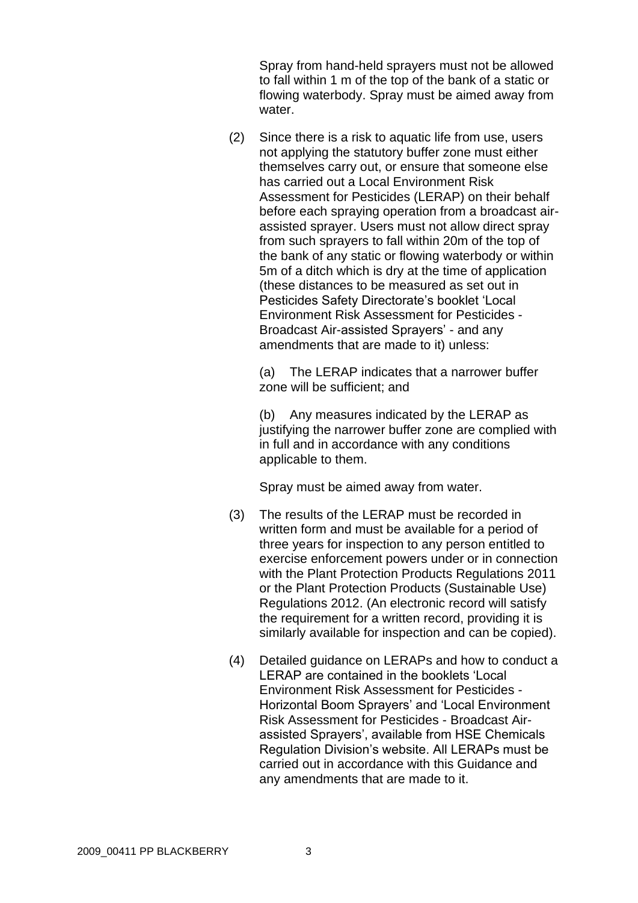Spray from hand-held sprayers must not be allowed to fall within 1 m of the top of the bank of a static or flowing waterbody. Spray must be aimed away from water.

(2) Since there is a risk to aquatic life from use, users not applying the statutory buffer zone must either themselves carry out, or ensure that someone else has carried out a Local Environment Risk Assessment for Pesticides (LERAP) on their behalf before each spraying operation from a broadcast air-assisted sprayer. Users must not allow direct spray from such sprayers to fall within 20m of the top of the bank of any static or flowing waterbody or within 5m of a ditch which is dry at the time of application (these distances to be measured as set out in Pesticides Safety Directorate's booklet 'Local Environment Risk Assessment for Pesticides - Broadcast Air-assisted Sprayers' - and any amendments that are made to it) unless:

(a) The LERAP indicates that a narrower buffer zone will be sufficient; and

(b) Any measures indicated by the LERAP as justifying the narrower buffer zone are complied with in full and in accordance with any conditions applicable to them.

Spray must be aimed away from water.

(3) The results of the LERAP must be recorded in written form and must be available for a period of three years for inspection to any person entitled to exercise enforcement powers under or in connection with the Plant Protection Products Regulations 2011 or the Plant Protection Products (Sustainable Use) Regulations 2012. (An electronic record will satisfy the requirement for a written record, providing it is similarly available for inspection and can be copied).

(4) Detailed guidance on LERAPs and how to conduct a LERAP are contained in the booklets 'Local Environment Risk Assessment for Pesticides - Horizontal Boom Sprayers' and 'Local Environment Risk Assessment for Pesticides - Broadcast Air-assisted Sprayers', available from HSE Chemicals Regulation Division's website. All LERAPs must be carried out in accordance with this Guidance and any amendments that are made to it.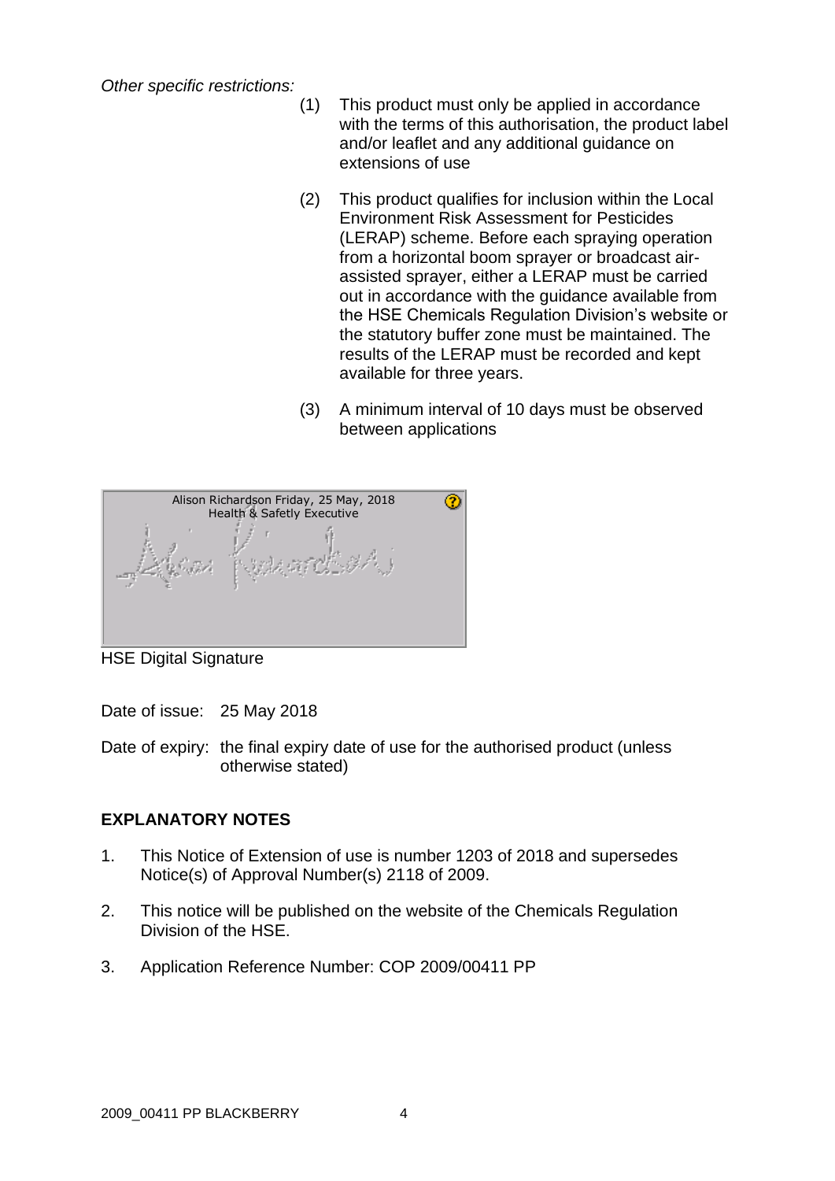*Other specific restrictions:*

(1) This product must only be applied in accordance with the terms of this authorisation, the product label and/or leaflet and any additional guidance on extensions of use

(2) This product qualifies for inclusion within the Local Environment Risk Assessment for Pesticides (LERAP) scheme. Before each spraying operation from a horizontal boom sprayer or broadcast air-assisted sprayer, either a LERAP must be carried out in accordance with the guidance available from the HSE Chemicals Regulation Division's website or the statutory buffer zone must be maintained. The results of the LERAP must be recorded and kept available for three years.

(3) A minimum interval of 10 days must be observed between applications

Alison Richardson Friday, 25 May, 2018
Health & Safetly Executive

HSE Digital Signature

Date of issue: 25 May 2018

Date of expiry: the final expiry date of use for the authorised product (unless otherwise stated)

**EXPLANATORY NOTES**

1. This Notice of Extension of use is number 1203 of 2018 and supersedes Notice(s) of Approval Number(s) 2118 of 2009.
2. This notice will be published on the website of the Chemicals Regulation Division of the HSE.
3. Application Reference Number: COP 2009/00411 PP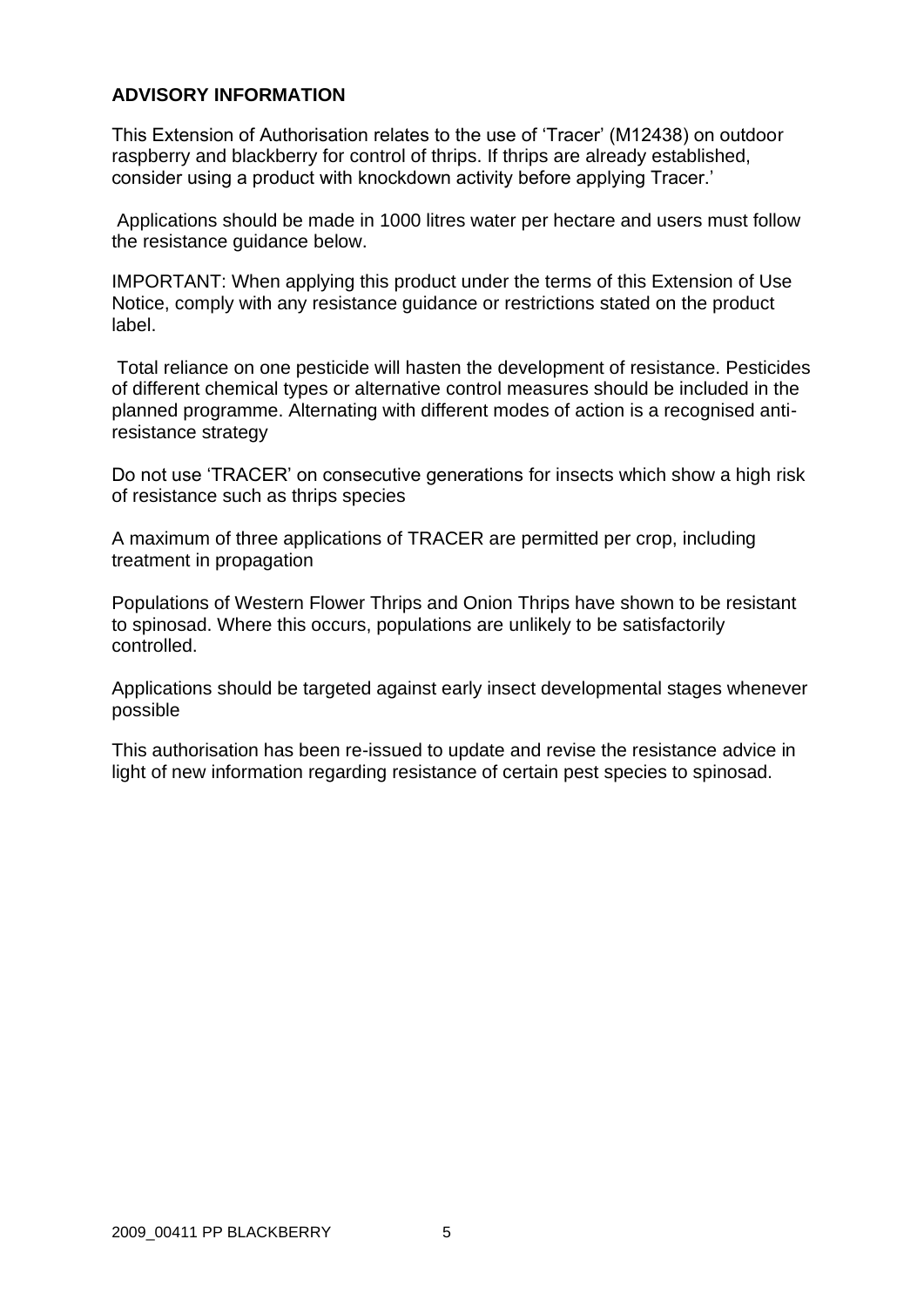**ADVISORY INFORMATION**

This Extension of Authorisation relates to the use of 'Tracer' (M12438) on outdoor raspberry and blackberry for control of thrips. If thrips are already established, consider using a product with knockdown activity before applying Tracer.'

Applications should be made in 1000 litres water per hectare and users must follow the resistance guidance below.

IMPORTANT: When applying this product under the terms of this Extension of Use Notice, comply with any resistance guidance or restrictions stated on the product label.

Total reliance on one pesticide will hasten the development of resistance. Pesticides of different chemical types or alternative control measures should be included in the planned programme. Alternating with different modes of action is a recognised anti-resistance strategy

Do not use 'TRACER' on consecutive generations for insects which show a high risk of resistance such as thrips species

A maximum of three applications of TRACER are permitted per crop, including treatment in propagation

Populations of Western Flower Thrips and Onion Thrips have shown to be resistant to spinosad. Where this occurs, populations are unlikely to be satisfactorily controlled.

Applications should be targeted against early insect developmental stages whenever possible

This authorisation has been re-issued to update and revise the resistance advice in light of new information regarding resistance of certain pest species to spinosad.